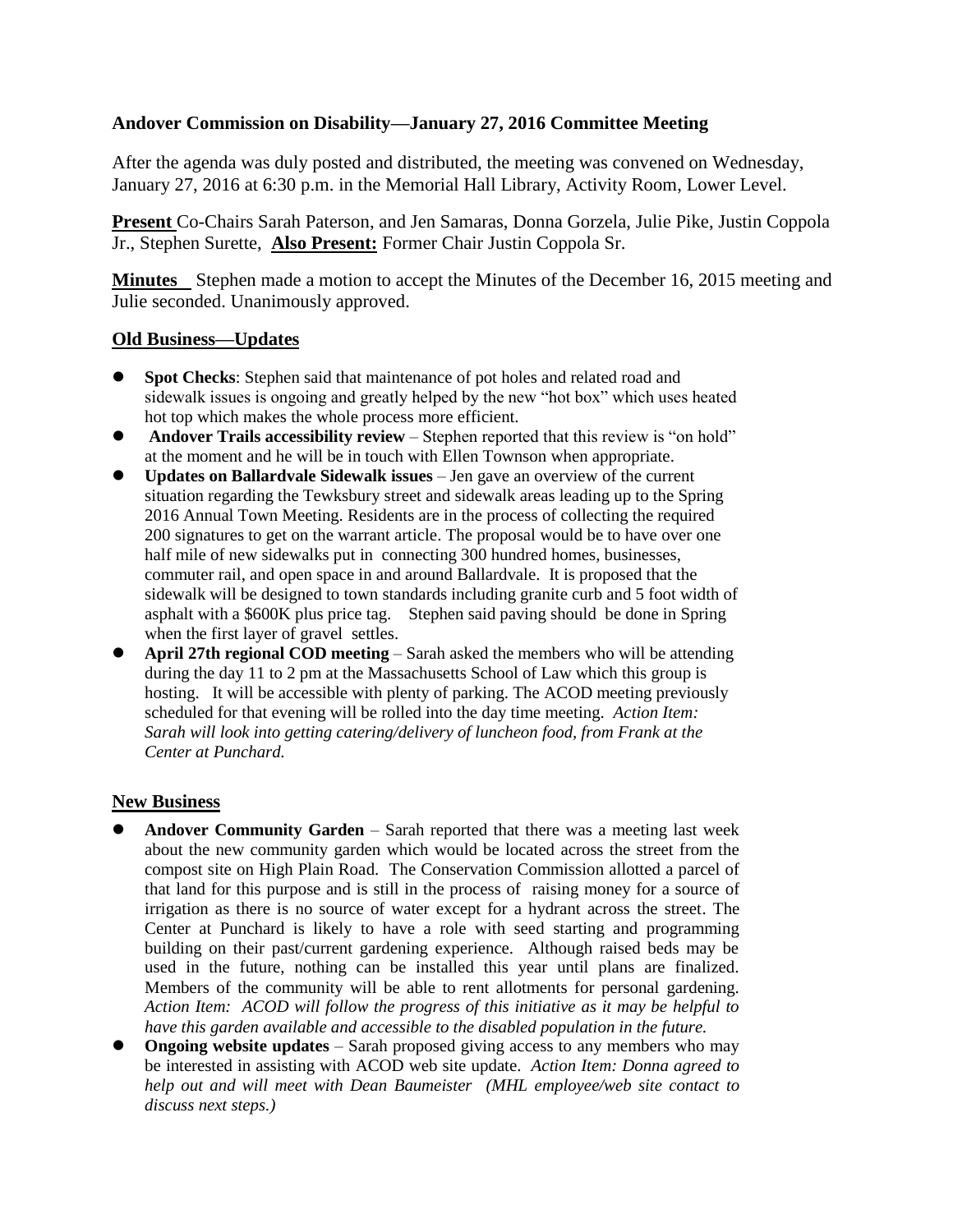**Andover Commission on Disability—January 27, 2016 Committee Meeting**

After the agenda was duly posted and distributed, the meeting was convened on Wednesday, January 27, 2016 at 6:30 p.m. in the Memorial Hall Library, Activity Room, Lower Level.

**Present** Co-Chairs Sarah Paterson, and Jen Samaras, Donna Gorzela, Julie Pike, Justin Coppola Jr., Stephen Surette, **Also Present:** Former Chair Justin Coppola Sr.

**Minutes** Stephen made a motion to accept the Minutes of the December 16, 2015 meeting and Julie seconded. Unanimously approved.

## Old Business—Updates

- **Spot Checks**: Stephen said that maintenance of pot holes and related road and sidewalk issues is ongoing and greatly helped by the new "hot box" which uses heated hot top which makes the whole process more efficient.
- **Andover Trails accessibility review** – Stephen reported that this review is "on hold" at the moment and he will be in touch with Ellen Townson when appropriate.
- **Updates on Ballardvale Sidewalk issues** – Jen gave an overview of the current situation regarding the Tewksbury street and sidewalk areas leading up to the Spring 2016 Annual Town Meeting. Residents are in the process of collecting the required 200 signatures to get on the warrant article. The proposal would be to have over one half mile of new sidewalks put in connecting 300 hundred homes, businesses, commuter rail, and open space in and around Ballardvale. It is proposed that the sidewalk will be designed to town standards including granite curb and 5 foot width of asphalt with a $600K plus price tag. Stephen said paving should be done in Spring when the first layer of gravel settles.
- **April 27th regional COD meeting** – Sarah asked the members who will be attending during the day 11 to 2 pm at the Massachusetts School of Law which this group is hosting. It will be accessible with plenty of parking. The ACOD meeting previously scheduled for that evening will be rolled into the day time meeting. *Action Item: Sarah will look into getting catering/delivery of luncheon food, from Frank at the Center at Punchard.*

## New Business

- **Andover Community Garden** – Sarah reported that there was a meeting last week about the new community garden which would be located across the street from the compost site on High Plain Road. The Conservation Commission allotted a parcel of that land for this purpose and is still in the process of raising money for a source of irrigation as there is no source of water except for a hydrant across the street. The Center at Punchard is likely to have a role with seed starting and programming building on their past/current gardening experience. Although raised beds may be used in the future, nothing can be installed this year until plans are finalized. Members of the community will be able to rent allotments for personal gardening. *Action Item: ACOD will follow the progress of this initiative as it may be helpful to have this garden available and accessible to the disabled population in the future.*
- **Ongoing website updates** – Sarah proposed giving access to any members who may be interested in assisting with ACOD web site update. *Action Item: Donna agreed to help out and will meet with Dean Baumeister (MHL employee/web site contact to discuss next steps.)*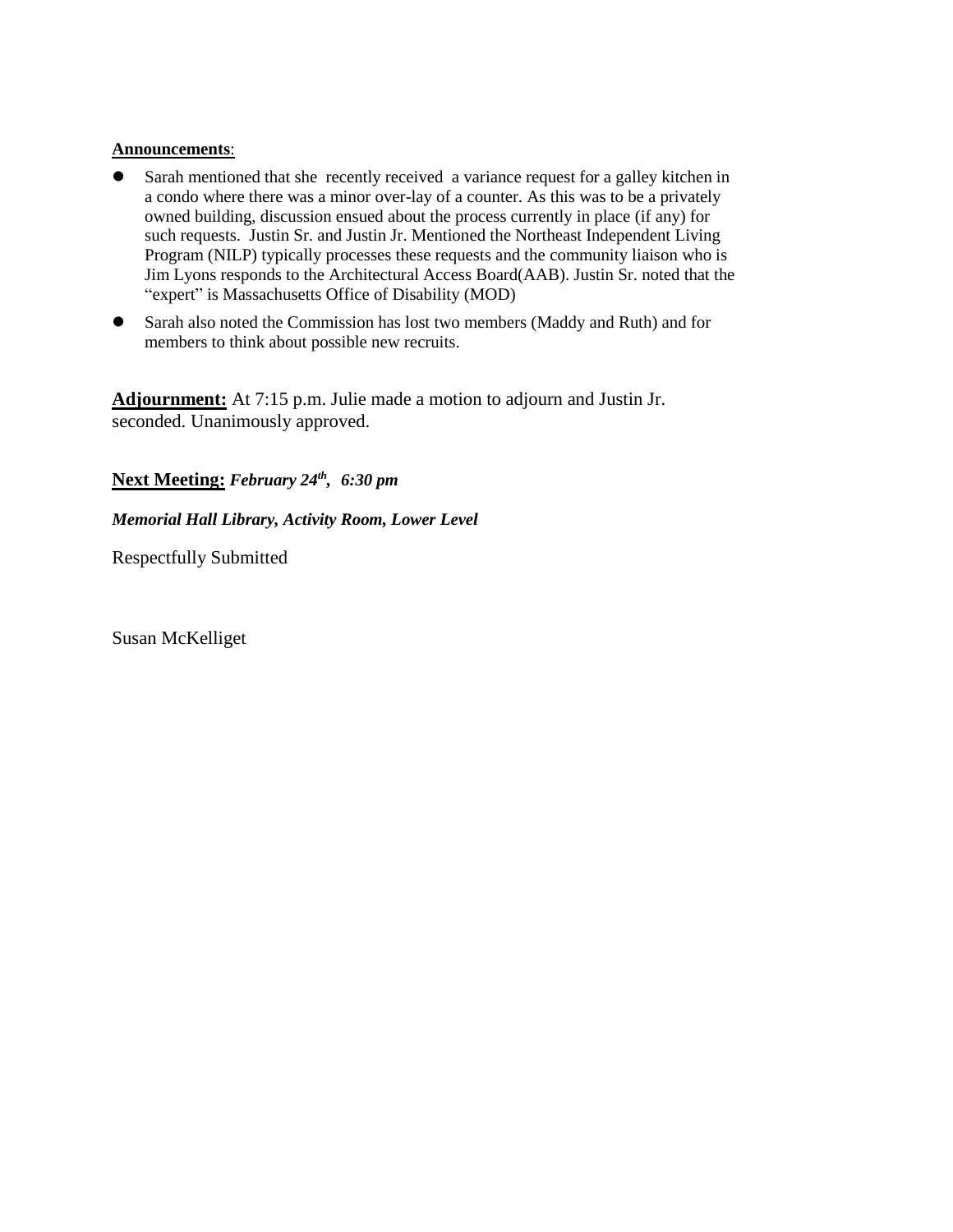**Announcements**:

- Sarah mentioned that she recently received a variance request for a galley kitchen in a condo where there was a minor over-lay of a counter. As this was to be a privately owned building, discussion ensued about the process currently in place (if any) for such requests. Justin Sr. and Justin Jr. Mentioned the Northeast Independent Living Program (NILP) typically processes these requests and the community liaison who is Jim Lyons responds to the Architectural Access Board(AAB). Justin Sr. noted that the "expert" is Massachusetts Office of Disability (MOD)
- Sarah also noted the Commission has lost two members (Maddy and Ruth) and for members to think about possible new recruits.

**Adjournment:** At 7:15 p.m. Julie made a motion to adjourn and Justin Jr. seconded. Unanimously approved.

**Next Meeting:** ***February 24th, 6:30 pm***

***Memorial Hall Library, Activity Room, Lower Level***

Respectfully Submitted

Susan McKelliget